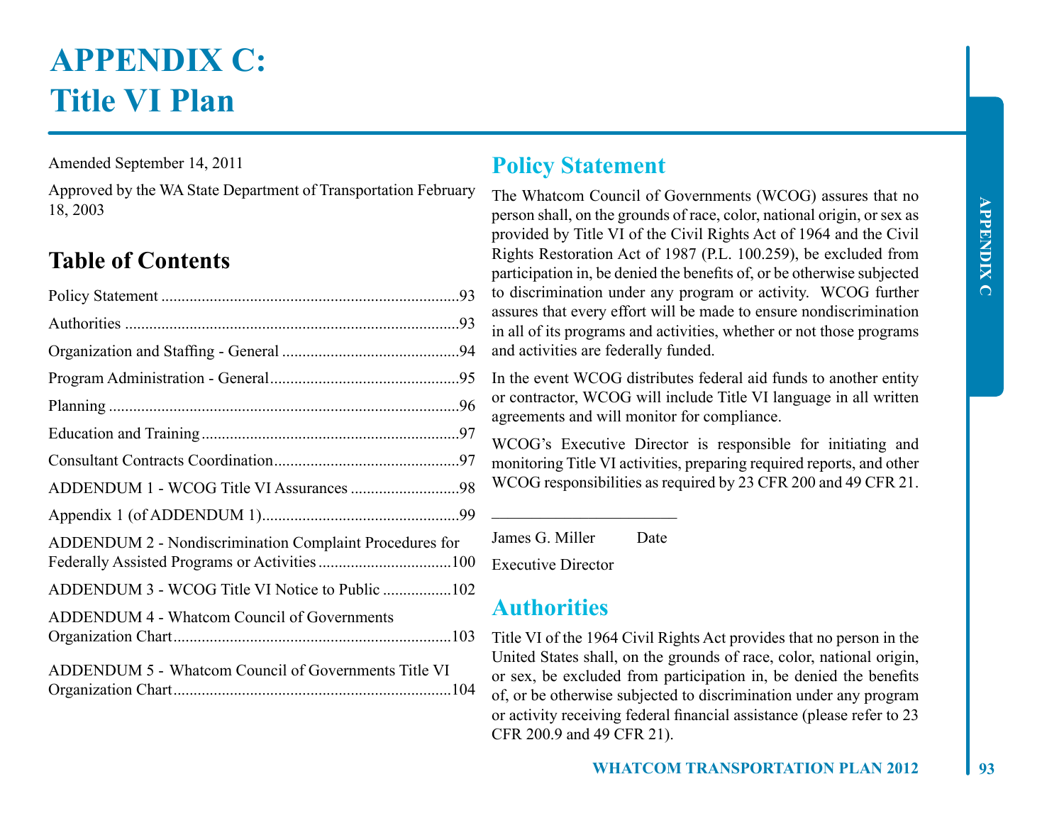# APPENDIX C: Title VI Plan

Amended September 14, 2011

Approved by the WA State Department of Transportation February 18, 2003

## Table of Contents

Policy Statement ....................................................................93

Authorities ...........................................................................93

Organization and Staffing - General ......................................94

Program Administration - General.........................................95

Planning ...............................................................................96

Education and Training .........................................................97

Consultant Contracts Coordination.........................................97

ADDENDUM 1 - WCOG Title VI Assurances ..........................98

Appendix 1 (of ADDENDUM 1)...............................................99

ADDENDUM 2 - Nondiscrimination Complaint Procedures for Federally Assisted Programs or Activities ..............................100

ADDENDUM 3 - WCOG Title VI Notice to Public ..................102

ADDENDUM 4 - Whatcom Council of Governments Organization Chart..............................................................103

ADDENDUM 5 - Whatcom Council of Governments Title VI Organization Chart..............................................................104

## Policy Statement

The Whatcom Council of Governments (WCOG) assures that no person shall, on the grounds of race, color, national origin, or sex as provided by Title VI of the Civil Rights Act of 1964 and the Civil Rights Restoration Act of 1987 (P.L. 100.259), be excluded from participation in, be denied the benefits of, or be otherwise subjected to discrimination under any program or activity. WCOG further assures that every effort will be made to ensure nondiscrimination in all of its programs and activities, whether or not those programs and activities are federally funded.

In the event WCOG distributes federal aid funds to another entity or contractor, WCOG will include Title VI language in all written agreements and will monitor for compliance.

WCOG's Executive Director is responsible for initiating and monitoring Title VI activities, preparing required reports, and other WCOG responsibilities as required by 23 CFR 200 and 49 CFR 21.

\_\_\_\_\_\_\_\_\_\_\_\_\_\_\_\_\_\_\_\_\_\_\_\_

James G. Miller Date

Executive Director

## Authorities

Title VI of the 1964 Civil Rights Act provides that no person in the United States shall, on the grounds of race, color, national origin, or sex, be excluded from participation in, be denied the benefits of, or be otherwise subjected to discrimination under any program or activity receiving federal financial assistance (please refer to 23 CFR 200.9 and 49 CFR 21).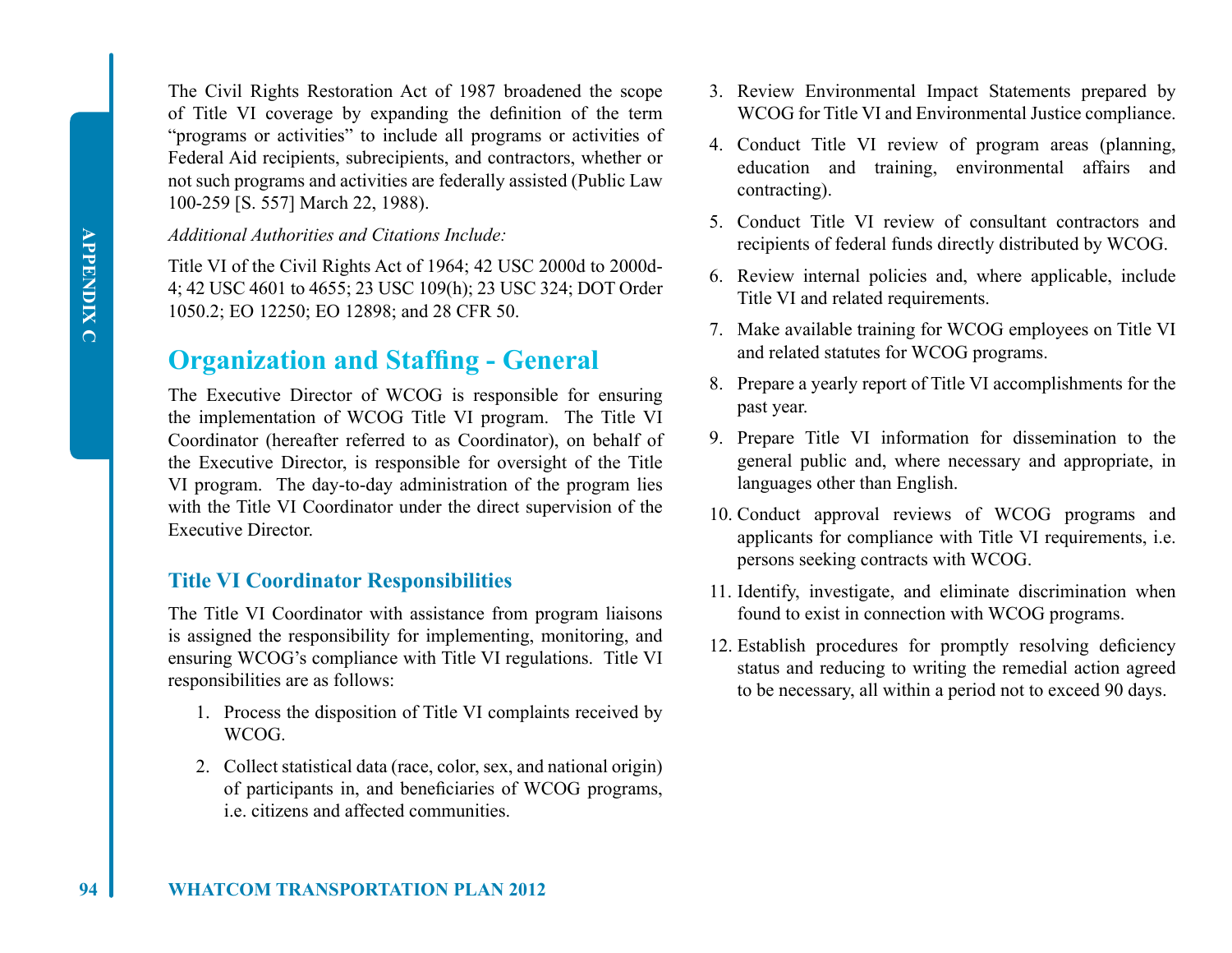The Civil Rights Restoration Act of 1987 broadened the scope of Title VI coverage by expanding the definition of the term "programs or activities" to include all programs or activities of Federal Aid recipients, subrecipients, and contractors, whether or not such programs and activities are federally assisted (Public Law 100-259 [S. 557] March 22, 1988).

*Additional Authorities and Citations Include:*

Title VI of the Civil Rights Act of 1964; 42 USC 2000d to 2000d-4; 42 USC 4601 to 4655; 23 USC 109(h); 23 USC 324; DOT Order 1050.2; EO 12250; EO 12898; and 28 CFR 50.

## Organization and Staffing - General

The Executive Director of WCOG is responsible for ensuring the implementation of WCOG Title VI program. The Title VI Coordinator (hereafter referred to as Coordinator), on behalf of the Executive Director, is responsible for oversight of the Title VI program. The day-to-day administration of the program lies with the Title VI Coordinator under the direct supervision of the Executive Director.

### Title VI Coordinator Responsibilities

The Title VI Coordinator with assistance from program liaisons is assigned the responsibility for implementing, monitoring, and ensuring WCOG's compliance with Title VI regulations. Title VI responsibilities are as follows:

1. Process the disposition of Title VI complaints received by WCOG.
2. Collect statistical data (race, color, sex, and national origin) of participants in, and beneficiaries of WCOG programs, i.e. citizens and affected communities.
3. Review Environmental Impact Statements prepared by WCOG for Title VI and Environmental Justice compliance.
4. Conduct Title VI review of program areas (planning, education and training, environmental affairs and contracting).
5. Conduct Title VI review of consultant contractors and recipients of federal funds directly distributed by WCOG.
6. Review internal policies and, where applicable, include Title VI and related requirements.
7. Make available training for WCOG employees on Title VI and related statutes for WCOG programs.
8. Prepare a yearly report of Title VI accomplishments for the past year.
9. Prepare Title VI information for dissemination to the general public and, where necessary and appropriate, in languages other than English.
10. Conduct approval reviews of WCOG programs and applicants for compliance with Title VI requirements, i.e. persons seeking contracts with WCOG.
11. Identify, investigate, and eliminate discrimination when found to exist in connection with WCOG programs.
12. Establish procedures for promptly resolving deficiency status and reducing to writing the remedial action agreed to be necessary, all within a period not to exceed 90 days.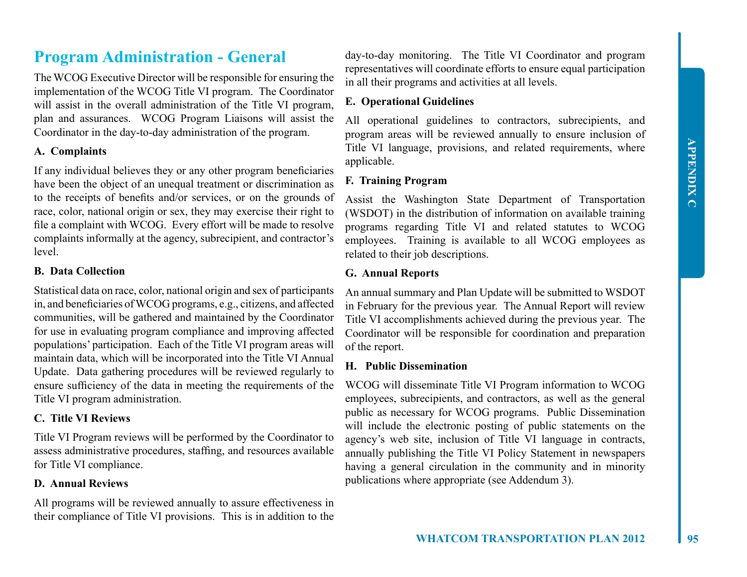## Program Administration - General

The WCOG Executive Director will be responsible for ensuring the implementation of the WCOG Title VI program. The Coordinator will assist in the overall administration of the Title VI program, plan and assurances. WCOG Program Liaisons will assist the Coordinator in the day-to-day administration of the program.

### A. Complaints

If any individual believes they or any other program beneficiaries have been the object of an unequal treatment or discrimination as to the receipts of benefits and/or services, or on the grounds of race, color, national origin or sex, they may exercise their right to file a complaint with WCOG. Every effort will be made to resolve complaints informally at the agency, subrecipient, and contractor's level.

### B. Data Collection

Statistical data on race, color, national origin and sex of participants in, and beneficiaries of WCOG programs, e.g., citizens, and affected communities, will be gathered and maintained by the Coordinator for use in evaluating program compliance and improving affected populations' participation. Each of the Title VI program areas will maintain data, which will be incorporated into the Title VI Annual Update. Data gathering procedures will be reviewed regularly to ensure sufficiency of the data in meeting the requirements of the Title VI program administration.

### C. Title VI Reviews

Title VI Program reviews will be performed by the Coordinator to assess administrative procedures, staffing, and resources available for Title VI compliance.

### D. Annual Reviews

All programs will be reviewed annually to assure effectiveness in their compliance of Title VI provisions. This is in addition to the day-to-day monitoring. The Title VI Coordinator and program representatives will coordinate efforts to ensure equal participation in all their programs and activities at all levels.

### E. Operational Guidelines

All operational guidelines to contractors, subrecipients, and program areas will be reviewed annually to ensure inclusion of Title VI language, provisions, and related requirements, where applicable.

### F. Training Program

Assist the Washington State Department of Transportation (WSDOT) in the distribution of information on available training programs regarding Title VI and related statutes to WCOG employees. Training is available to all WCOG employees as related to their job descriptions.

### G. Annual Reports

An annual summary and Plan Update will be submitted to WSDOT in February for the previous year. The Annual Report will review Title VI accomplishments achieved during the previous year. The Coordinator will be responsible for coordination and preparation of the report.

### H. Public Dissemination

WCOG will disseminate Title VI Program information to WCOG employees, subrecipients, and contractors, as well as the general public as necessary for WCOG programs. Public Dissemination will include the electronic posting of public statements on the agency's web site, inclusion of Title VI language in contracts, annually publishing the Title VI Policy Statement in newspapers having a general circulation in the community and in minority publications where appropriate (see Addendum 3).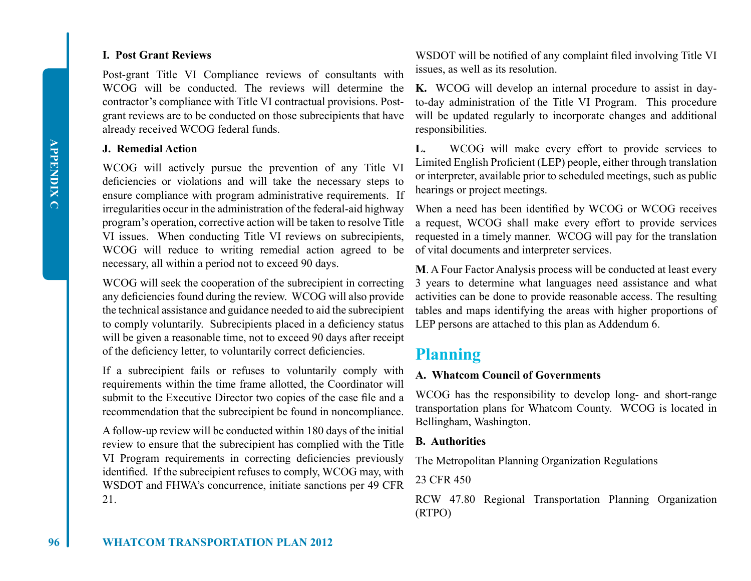**I. Post Grant Reviews**

Post-grant Title VI Compliance reviews of consultants with WCOG will be conducted. The reviews will determine the contractor's compliance with Title VI contractual provisions. Post-grant reviews are to be conducted on those subrecipients that have already received WCOG federal funds.

**J. Remedial Action**

WCOG will actively pursue the prevention of any Title VI deficiencies or violations and will take the necessary steps to ensure compliance with program administrative requirements. If irregularities occur in the administration of the federal-aid highway program's operation, corrective action will be taken to resolve Title VI issues. When conducting Title VI reviews on subrecipients, WCOG will reduce to writing remedial action agreed to be necessary, all within a period not to exceed 90 days.

WCOG will seek the cooperation of the subrecipient in correcting any deficiencies found during the review. WCOG will also provide the technical assistance and guidance needed to aid the subrecipient to comply voluntarily. Subrecipients placed in a deficiency status will be given a reasonable time, not to exceed 90 days after receipt of the deficiency letter, to voluntarily correct deficiencies.

If a subrecipient fails or refuses to voluntarily comply with requirements within the time frame allotted, the Coordinator will submit to the Executive Director two copies of the case file and a recommendation that the subrecipient be found in noncompliance.

A follow-up review will be conducted within 180 days of the initial review to ensure that the subrecipient has complied with the Title VI Program requirements in correcting deficiencies previously identified. If the subrecipient refuses to comply, WCOG may, with WSDOT and FHWA's concurrence, initiate sanctions per 49 CFR 21.

WSDOT will be notified of any complaint filed involving Title VI issues, as well as its resolution.

**K.** WCOG will develop an internal procedure to assist in day-to-day administration of the Title VI Program. This procedure will be updated regularly to incorporate changes and additional responsibilities.

**L.** WCOG will make every effort to provide services to Limited English Proficient (LEP) people, either through translation or interpreter, available prior to scheduled meetings, such as public hearings or project meetings.

When a need has been identified by WCOG or WCOG receives a request, WCOG shall make every effort to provide services requested in a timely manner. WCOG will pay for the translation of vital documents and interpreter services.

**M**. A Four Factor Analysis process will be conducted at least every 3 years to determine what languages need assistance and what activities can be done to provide reasonable access. The resulting tables and maps identifying the areas with higher proportions of LEP persons are attached to this plan as Addendum 6.

## Planning

**A. Whatcom Council of Governments**

WCOG has the responsibility to develop long- and short-range transportation plans for Whatcom County. WCOG is located in Bellingham, Washington.

**B. Authorities**

The Metropolitan Planning Organization Regulations

23 CFR 450

RCW 47.80 Regional Transportation Planning Organization (RTPO)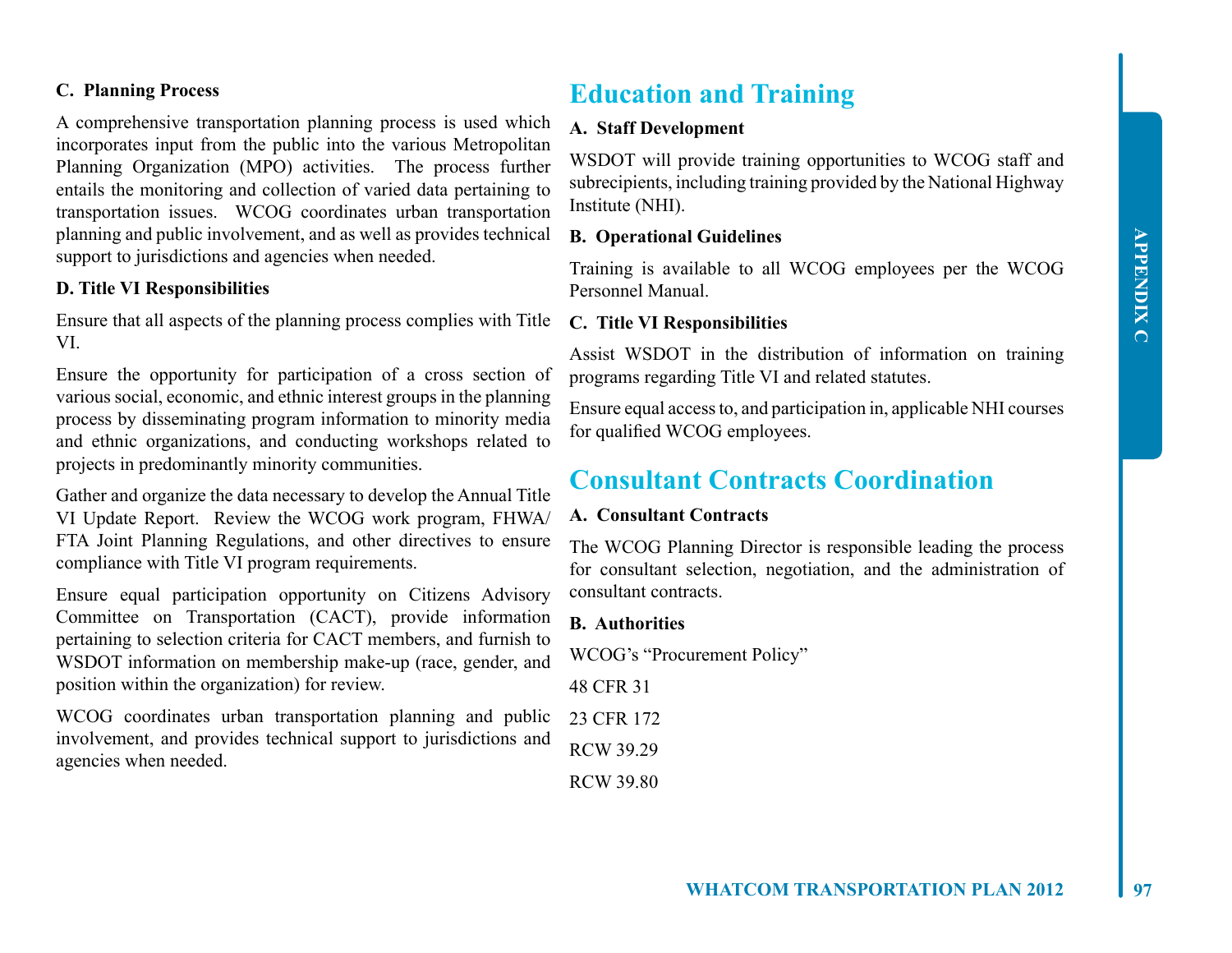**C. Planning Process**

A comprehensive transportation planning process is used which incorporates input from the public into the various Metropolitan Planning Organization (MPO) activities. The process further entails the monitoring and collection of varied data pertaining to transportation issues. WCOG coordinates urban transportation planning and public involvement, and as well as provides technical support to jurisdictions and agencies when needed.

**D. Title VI Responsibilities**

Ensure that all aspects of the planning process complies with Title VI.

Ensure the opportunity for participation of a cross section of various social, economic, and ethnic interest groups in the planning process by disseminating program information to minority media and ethnic organizations, and conducting workshops related to projects in predominantly minority communities.

Gather and organize the data necessary to develop the Annual Title VI Update Report. Review the WCOG work program, FHWA/FTA Joint Planning Regulations, and other directives to ensure compliance with Title VI program requirements.

Ensure equal participation opportunity on Citizens Advisory Committee on Transportation (CACT), provide information pertaining to selection criteria for CACT members, and furnish to WSDOT information on membership make-up (race, gender, and position within the organization) for review.

WCOG coordinates urban transportation planning and public involvement, and provides technical support to jurisdictions and agencies when needed.

## Education and Training

**A. Staff Development**

WSDOT will provide training opportunities to WCOG staff and subrecipients, including training provided by the National Highway Institute (NHI).

**B. Operational Guidelines**

Training is available to all WCOG employees per the WCOG Personnel Manual.

**C. Title VI Responsibilities**

Assist WSDOT in the distribution of information on training programs regarding Title VI and related statutes.

Ensure equal access to, and participation in, applicable NHI courses for qualified WCOG employees.

## Consultant Contracts Coordination

**A. Consultant Contracts**

The WCOG Planning Director is responsible leading the process for consultant selection, negotiation, and the administration of consultant contracts.

**B. Authorities**

WCOG's "Procurement Policy"

48 CFR 31

23 CFR 172

RCW 39.29

RCW 39.80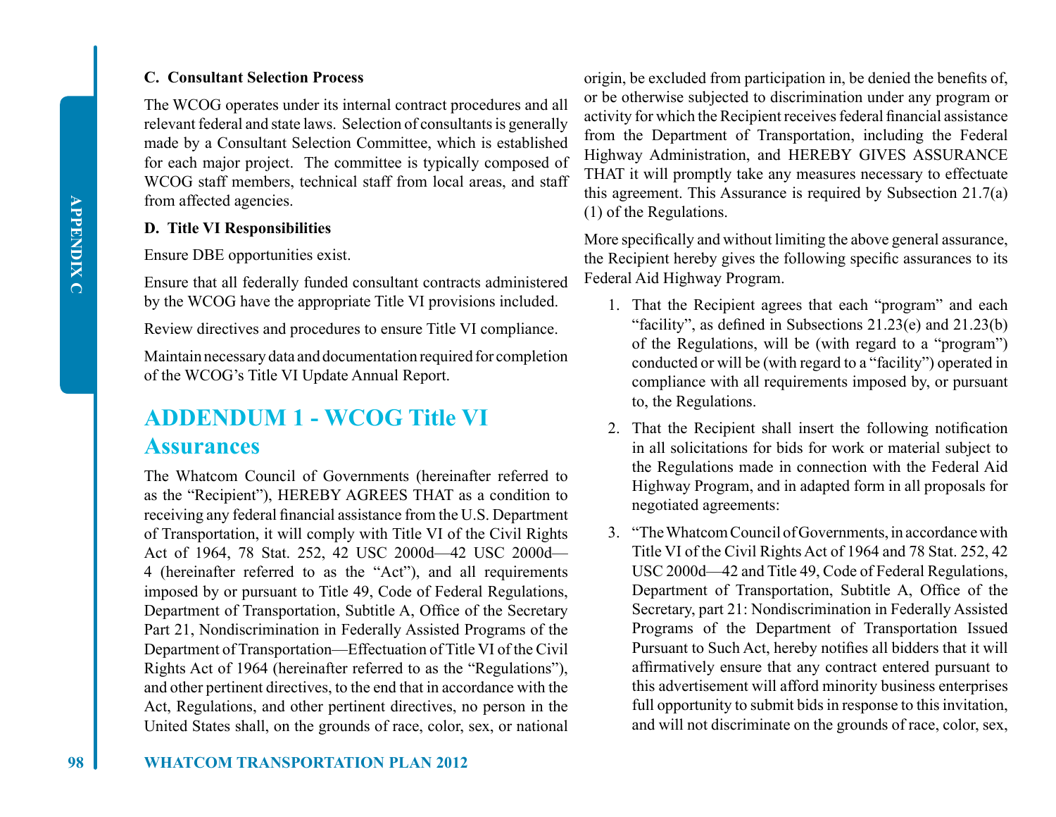### C. Consultant Selection Process

The WCOG operates under its internal contract procedures and all relevant federal and state laws. Selection of consultants is generally made by a Consultant Selection Committee, which is established for each major project. The committee is typically composed of WCOG staff members, technical staff from local areas, and staff from affected agencies.

### D. Title VI Responsibilities

Ensure DBE opportunities exist.

Ensure that all federally funded consultant contracts administered by the WCOG have the appropriate Title VI provisions included.

Review directives and procedures to ensure Title VI compliance.

Maintain necessary data and documentation required for completion of the WCOG's Title VI Update Annual Report.

## ADDENDUM 1 - WCOG Title VI Assurances

The Whatcom Council of Governments (hereinafter referred to as the "Recipient"), HEREBY AGREES THAT as a condition to receiving any federal financial assistance from the U.S. Department of Transportation, it will comply with Title VI of the Civil Rights Act of 1964, 78 Stat. 252, 42 USC 2000d—42 USC 2000d—4 (hereinafter referred to as the "Act"), and all requirements imposed by or pursuant to Title 49, Code of Federal Regulations, Department of Transportation, Subtitle A, Office of the Secretary Part 21, Nondiscrimination in Federally Assisted Programs of the Department of Transportation—Effectuation of Title VI of the Civil Rights Act of 1964 (hereinafter referred to as the "Regulations"), and other pertinent directives, to the end that in accordance with the Act, Regulations, and other pertinent directives, no person in the United States shall, on the grounds of race, color, sex, or national origin, be excluded from participation in, be denied the benefits of, or be otherwise subjected to discrimination under any program or activity for which the Recipient receives federal financial assistance from the Department of Transportation, including the Federal Highway Administration, and HEREBY GIVES ASSURANCE THAT it will promptly take any measures necessary to effectuate this agreement. This Assurance is required by Subsection 21.7(a)(1) of the Regulations.

More specifically and without limiting the above general assurance, the Recipient hereby gives the following specific assurances to its Federal Aid Highway Program.

1. That the Recipient agrees that each "program" and each "facility", as defined in Subsections 21.23(e) and 21.23(b) of the Regulations, will be (with regard to a "program") conducted or will be (with regard to a "facility") operated in compliance with all requirements imposed by, or pursuant to, the Regulations.
2. That the Recipient shall insert the following notification in all solicitations for bids for work or material subject to the Regulations made in connection with the Federal Aid Highway Program, and in adapted form in all proposals for negotiated agreements:
3. "The Whatcom Council of Governments, in accordance with Title VI of the Civil Rights Act of 1964 and 78 Stat. 252, 42 USC 2000d—42 and Title 49, Code of Federal Regulations, Department of Transportation, Subtitle A, Office of the Secretary, part 21: Nondiscrimination in Federally Assisted Programs of the Department of Transportation Issued Pursuant to Such Act, hereby notifies all bidders that it will affirmatively ensure that any contract entered pursuant to this advertisement will afford minority business enterprises full opportunity to submit bids in response to this invitation, and will not discriminate on the grounds of race, color, sex,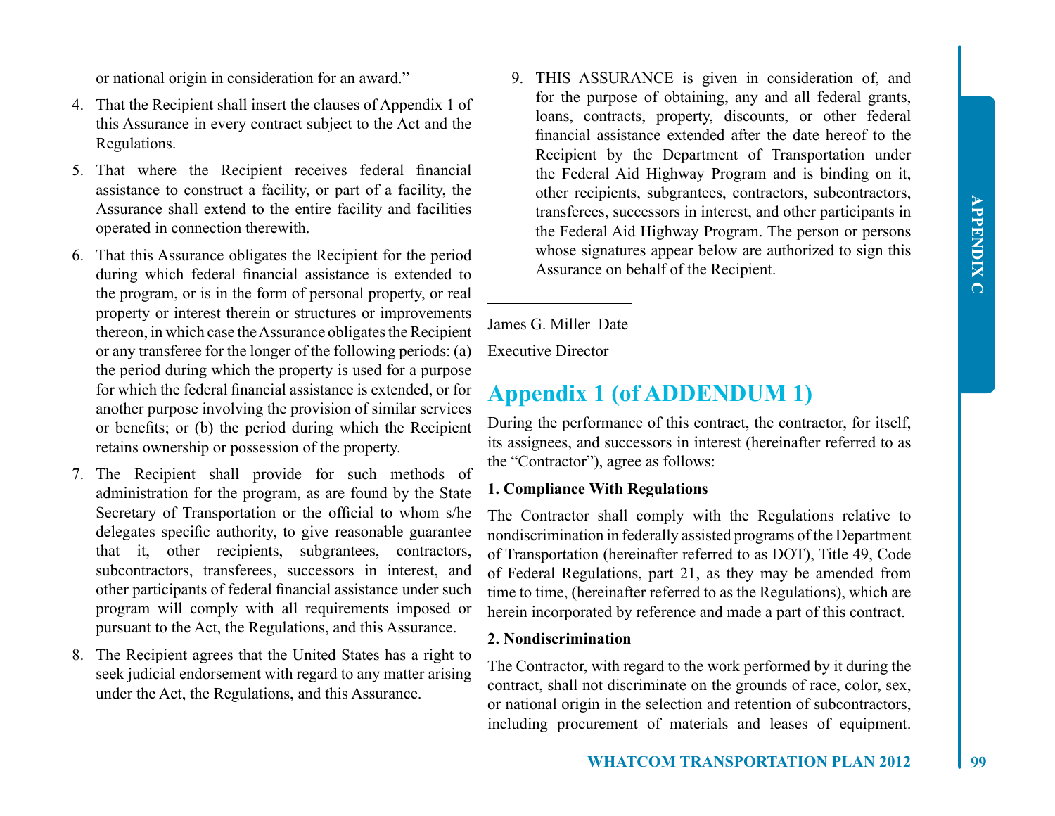or national origin in consideration for an award."

4. That the Recipient shall insert the clauses of Appendix 1 of this Assurance in every contract subject to the Act and the Regulations.

5. That where the Recipient receives federal financial assistance to construct a facility, or part of a facility, the Assurance shall extend to the entire facility and facilities operated in connection therewith.

6. That this Assurance obligates the Recipient for the period during which federal financial assistance is extended to the program, or is in the form of personal property, or real property or interest therein or structures or improvements thereon, in which case the Assurance obligates the Recipient or any transferee for the longer of the following periods: (a) the period during which the property is used for a purpose for which the federal financial assistance is extended, or for another purpose involving the provision of similar services or benefits; or (b) the period during which the Recipient retains ownership or possession of the property.

7. The Recipient shall provide for such methods of administration for the program, as are found by the State Secretary of Transportation or the official to whom s/he delegates specific authority, to give reasonable guarantee that it, other recipients, subgrantees, contractors, subcontractors, transferees, successors in interest, and other participants of federal financial assistance under such program will comply with all requirements imposed or pursuant to the Act, the Regulations, and this Assurance.

8. The Recipient agrees that the United States has a right to seek judicial endorsement with regard to any matter arising under the Act, the Regulations, and this Assurance.

9. THIS ASSURANCE is given in consideration of, and for the purpose of obtaining, any and all federal grants, loans, contracts, property, discounts, or other federal financial assistance extended after the date hereof to the Recipient by the Department of Transportation under the Federal Aid Highway Program and is binding on it, other recipients, subgrantees, contractors, subcontractors, transferees, successors in interest, and other participants in the Federal Aid Highway Program. The person or persons whose signatures appear below are authorized to sign this Assurance on behalf of the Recipient.

\_\_\_\_\_\_\_\_\_\_\_\_\_\_\_\_\_\_\_\_

James G. Miller Date

Executive Director

## Appendix 1 (of ADDENDUM 1)

During the performance of this contract, the contractor, for itself, its assignees, and successors in interest (hereinafter referred to as the "Contractor"), agree as follows:

**1. Compliance With Regulations**

The Contractor shall comply with the Regulations relative to nondiscrimination in federally assisted programs of the Department of Transportation (hereinafter referred to as DOT), Title 49, Code of Federal Regulations, part 21, as they may be amended from time to time, (hereinafter referred to as the Regulations), which are herein incorporated by reference and made a part of this contract.

**2. Nondiscrimination**

The Contractor, with regard to the work performed by it during the contract, shall not discriminate on the grounds of race, color, sex, or national origin in the selection and retention of subcontractors, including procurement of materials and leases of equipment.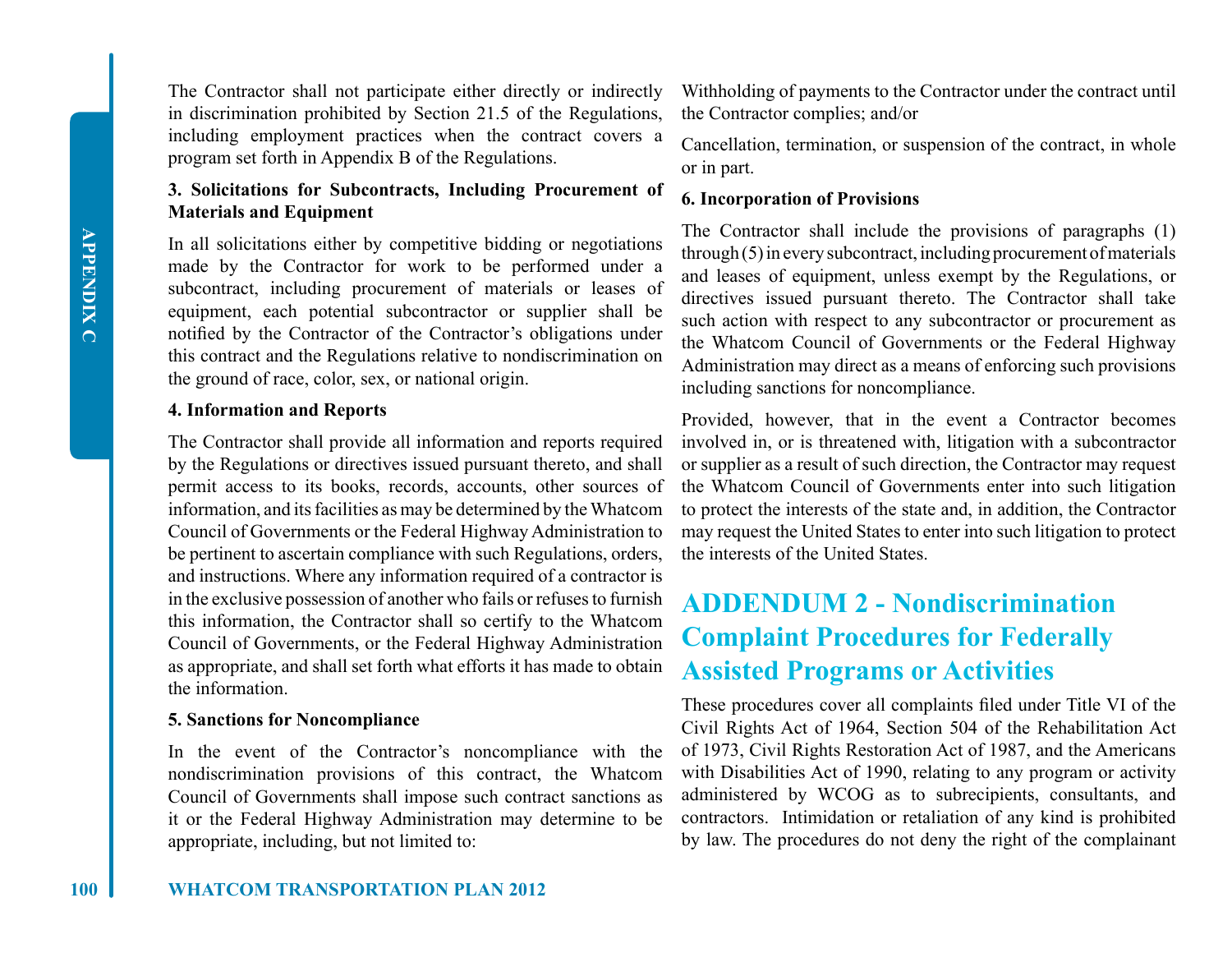The Contractor shall not participate either directly or indirectly in discrimination prohibited by Section 21.5 of the Regulations, including employment practices when the contract covers a program set forth in Appendix B of the Regulations.

**3. Solicitations for Subcontracts, Including Procurement of Materials and Equipment**

In all solicitations either by competitive bidding or negotiations made by the Contractor for work to be performed under a subcontract, including procurement of materials or leases of equipment, each potential subcontractor or supplier shall be notified by the Contractor of the Contractor's obligations under this contract and the Regulations relative to nondiscrimination on the ground of race, color, sex, or national origin.

**4. Information and Reports**

The Contractor shall provide all information and reports required by the Regulations or directives issued pursuant thereto, and shall permit access to its books, records, accounts, other sources of information, and its facilities as may be determined by the Whatcom Council of Governments or the Federal Highway Administration to be pertinent to ascertain compliance with such Regulations, orders, and instructions. Where any information required of a contractor is in the exclusive possession of another who fails or refuses to furnish this information, the Contractor shall so certify to the Whatcom Council of Governments, or the Federal Highway Administration as appropriate, and shall set forth what efforts it has made to obtain the information.

**5. Sanctions for Noncompliance**

In the event of the Contractor's noncompliance with the nondiscrimination provisions of this contract, the Whatcom Council of Governments shall impose such contract sanctions as it or the Federal Highway Administration may determine to be appropriate, including, but not limited to:

Withholding of payments to the Contractor under the contract until the Contractor complies; and/or

Cancellation, termination, or suspension of the contract, in whole or in part.

**6. Incorporation of Provisions**

The Contractor shall include the provisions of paragraphs (1) through (5) in every subcontract, including procurement of materials and leases of equipment, unless exempt by the Regulations, or directives issued pursuant thereto. The Contractor shall take such action with respect to any subcontractor or procurement as the Whatcom Council of Governments or the Federal Highway Administration may direct as a means of enforcing such provisions including sanctions for noncompliance.

Provided, however, that in the event a Contractor becomes involved in, or is threatened with, litigation with a subcontractor or supplier as a result of such direction, the Contractor may request the Whatcom Council of Governments enter into such litigation to protect the interests of the state and, in addition, the Contractor may request the United States to enter into such litigation to protect the interests of the United States.

## ADDENDUM 2 - Nondiscrimination Complaint Procedures for Federally Assisted Programs or Activities

These procedures cover all complaints filed under Title VI of the Civil Rights Act of 1964, Section 504 of the Rehabilitation Act of 1973, Civil Rights Restoration Act of 1987, and the Americans with Disabilities Act of 1990, relating to any program or activity administered by WCOG as to subrecipients, consultants, and contractors. Intimidation or retaliation of any kind is prohibited by law. The procedures do not deny the right of the complainant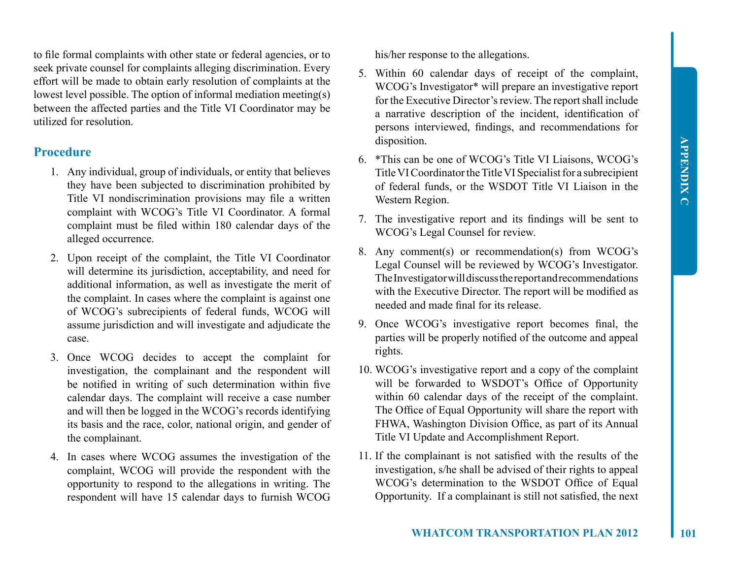to file formal complaints with other state or federal agencies, or to seek private counsel for complaints alleging discrimination. Every effort will be made to obtain early resolution of complaints at the lowest level possible. The option of informal mediation meeting(s) between the affected parties and the Title VI Coordinator may be utilized for resolution.

## Procedure

1. Any individual, group of individuals, or entity that believes they have been subjected to discrimination prohibited by Title VI nondiscrimination provisions may file a written complaint with WCOG's Title VI Coordinator. A formal complaint must be filed within 180 calendar days of the alleged occurrence.
2. Upon receipt of the complaint, the Title VI Coordinator will determine its jurisdiction, acceptability, and need for additional information, as well as investigate the merit of the complaint. In cases where the complaint is against one of WCOG's subrecipients of federal funds, WCOG will assume jurisdiction and will investigate and adjudicate the case.
3. Once WCOG decides to accept the complaint for investigation, the complainant and the respondent will be notified in writing of such determination within five calendar days. The complaint will receive a case number and will then be logged in the WCOG's records identifying its basis and the race, color, national origin, and gender of the complainant.
4. In cases where WCOG assumes the investigation of the complaint, WCOG will provide the respondent with the opportunity to respond to the allegations in writing. The respondent will have 15 calendar days to furnish WCOG his/her response to the allegations.
5. Within 60 calendar days of receipt of the complaint, WCOG's Investigator* will prepare an investigative report for the Executive Director's review. The report shall include a narrative description of the incident, identification of persons interviewed, findings, and recommendations for disposition.
6. *This can be one of WCOG's Title VI Liaisons, WCOG's Title VI Coordinator the Title VI Specialist for a subrecipient of federal funds, or the WSDOT Title VI Liaison in the Western Region.
7. The investigative report and its findings will be sent to WCOG's Legal Counsel for review.
8. Any comment(s) or recommendation(s) from WCOG's Legal Counsel will be reviewed by WCOG's Investigator. The Investigator will discuss the report and recommendations with the Executive Director. The report will be modified as needed and made final for its release.
9. Once WCOG's investigative report becomes final, the parties will be properly notified of the outcome and appeal rights.
10. WCOG's investigative report and a copy of the complaint will be forwarded to WSDOT's Office of Opportunity within 60 calendar days of the receipt of the complaint. The Office of Equal Opportunity will share the report with FHWA, Washington Division Office, as part of its Annual Title VI Update and Accomplishment Report.
11. If the complainant is not satisfied with the results of the investigation, s/he shall be advised of their rights to appeal WCOG's determination to the WSDOT Office of Equal Opportunity. If a complainant is still not satisfied, the next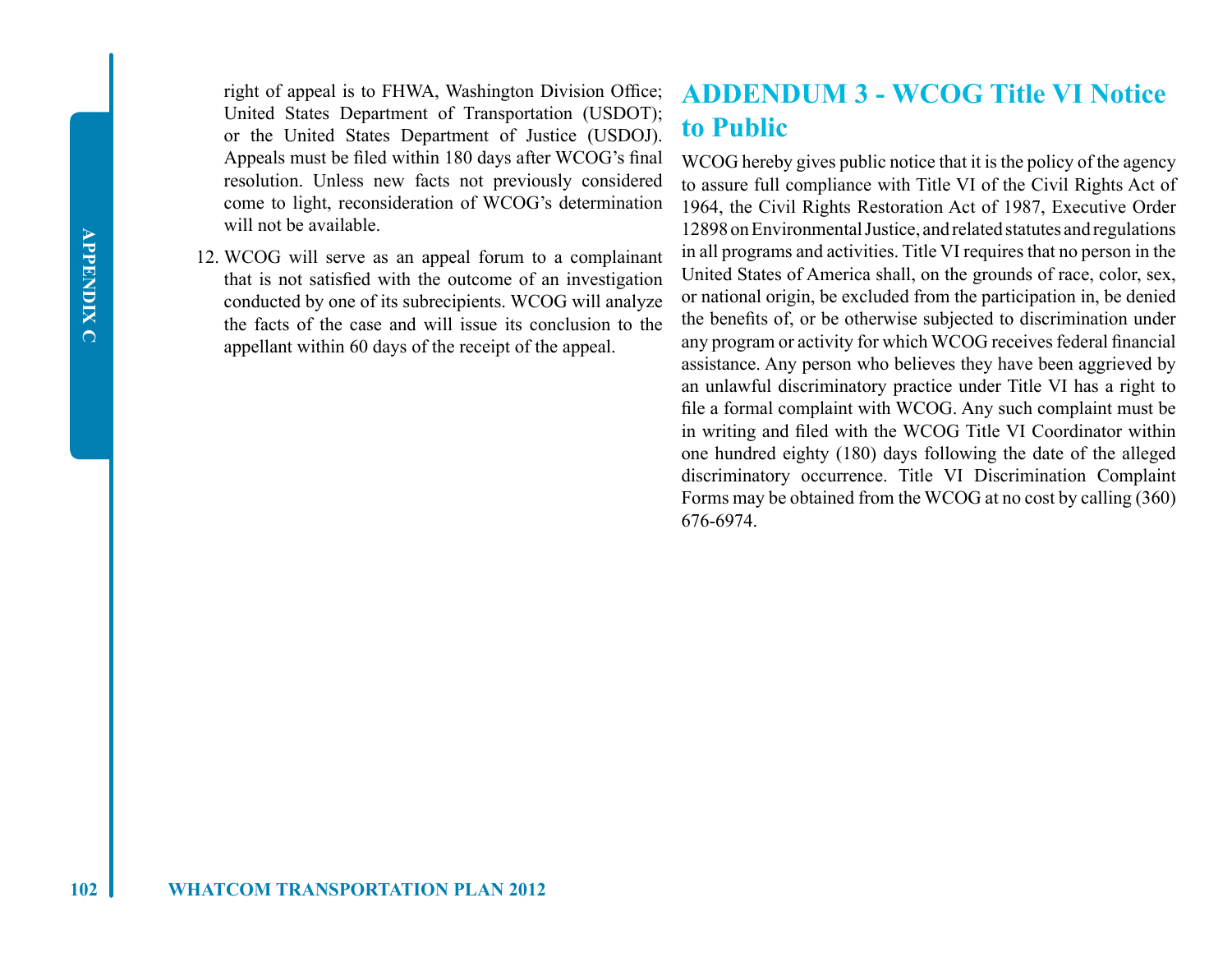right of appeal is to FHWA, Washington Division Office; United States Department of Transportation (USDOT); or the United States Department of Justice (USDOJ). Appeals must be filed within 180 days after WCOG's final resolution. Unless new facts not previously considered come to light, reconsideration of WCOG's determination will not be available.

12. WCOG will serve as an appeal forum to a complainant that is not satisfied with the outcome of an investigation conducted by one of its subrecipients. WCOG will analyze the facts of the case and will issue its conclusion to the appellant within 60 days of the receipt of the appeal.

## ADDENDUM 3 - WCOG Title VI Notice to Public

WCOG hereby gives public notice that it is the policy of the agency to assure full compliance with Title VI of the Civil Rights Act of 1964, the Civil Rights Restoration Act of 1987, Executive Order 12898 on Environmental Justice, and related statutes and regulations in all programs and activities. Title VI requires that no person in the United States of America shall, on the grounds of race, color, sex, or national origin, be excluded from the participation in, be denied the benefits of, or be otherwise subjected to discrimination under any program or activity for which WCOG receives federal financial assistance. Any person who believes they have been aggrieved by an unlawful discriminatory practice under Title VI has a right to file a formal complaint with WCOG. Any such complaint must be in writing and filed with the WCOG Title VI Coordinator within one hundred eighty (180) days following the date of the alleged discriminatory occurrence. Title VI Discrimination Complaint Forms may be obtained from the WCOG at no cost by calling (360) 676-6974.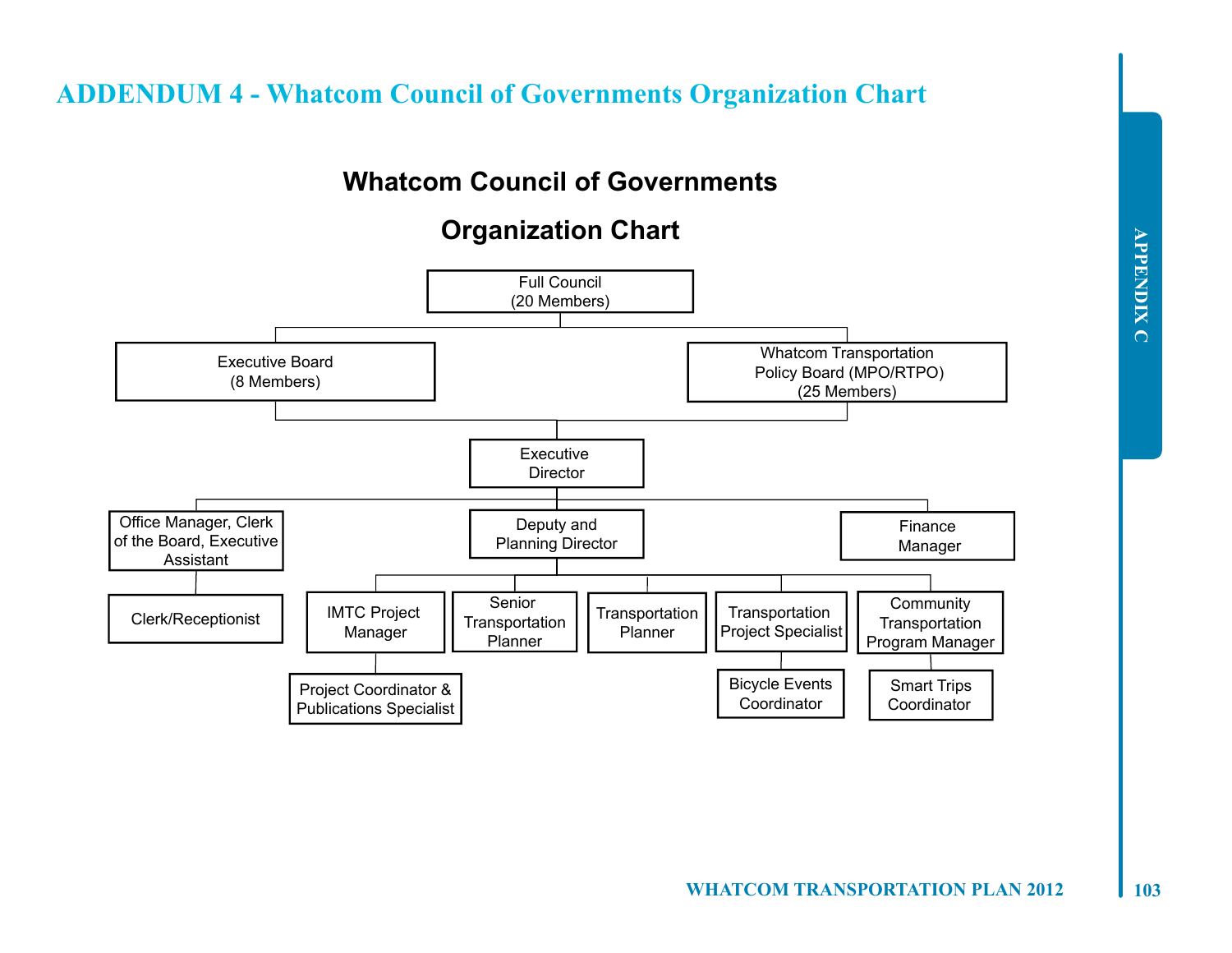# ADDENDUM 4 - Whatcom Council of Governments Organization Chart

## Whatcom Council of Governments

## Organization Chart

- Full Council (20 Members)
  - Executive Board (8 Members)
  - Whatcom Transportation Policy Board (MPO/RTPO) (25 Members)
    - Executive Director
      - Office Manager, Clerk of the Board, Executive Assistant
        - Clerk/Receptionist
      - Deputy and Planning Director
        - IMTC Project Manager
          - Project Coordinator & Publications Specialist
        - Senior Transportation Planner
        - Transportation Planner
        - Transportation Project Specialist
          - Bicycle Events Coordinator
        - Community Transportation Program Manager
          - Smart Trips Coordinator
      - Finance Manager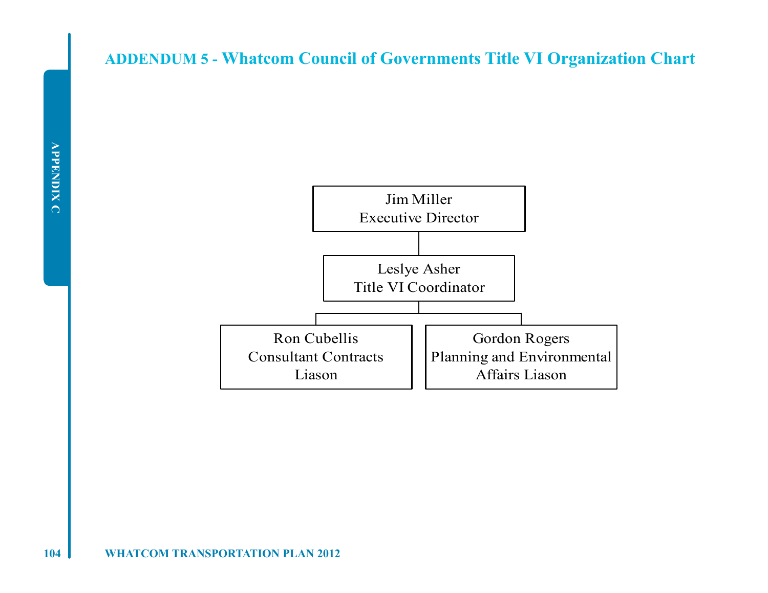## ADDENDUM 5 - Whatcom Council of Governments Title VI Organization Chart

Jim Miller
Executive Director

Leslye Asher
Title VI Coordinator

Ron Cubellis
Consultant Contracts Liason

Gordon Rogers
Planning and Environmental Affairs Liason